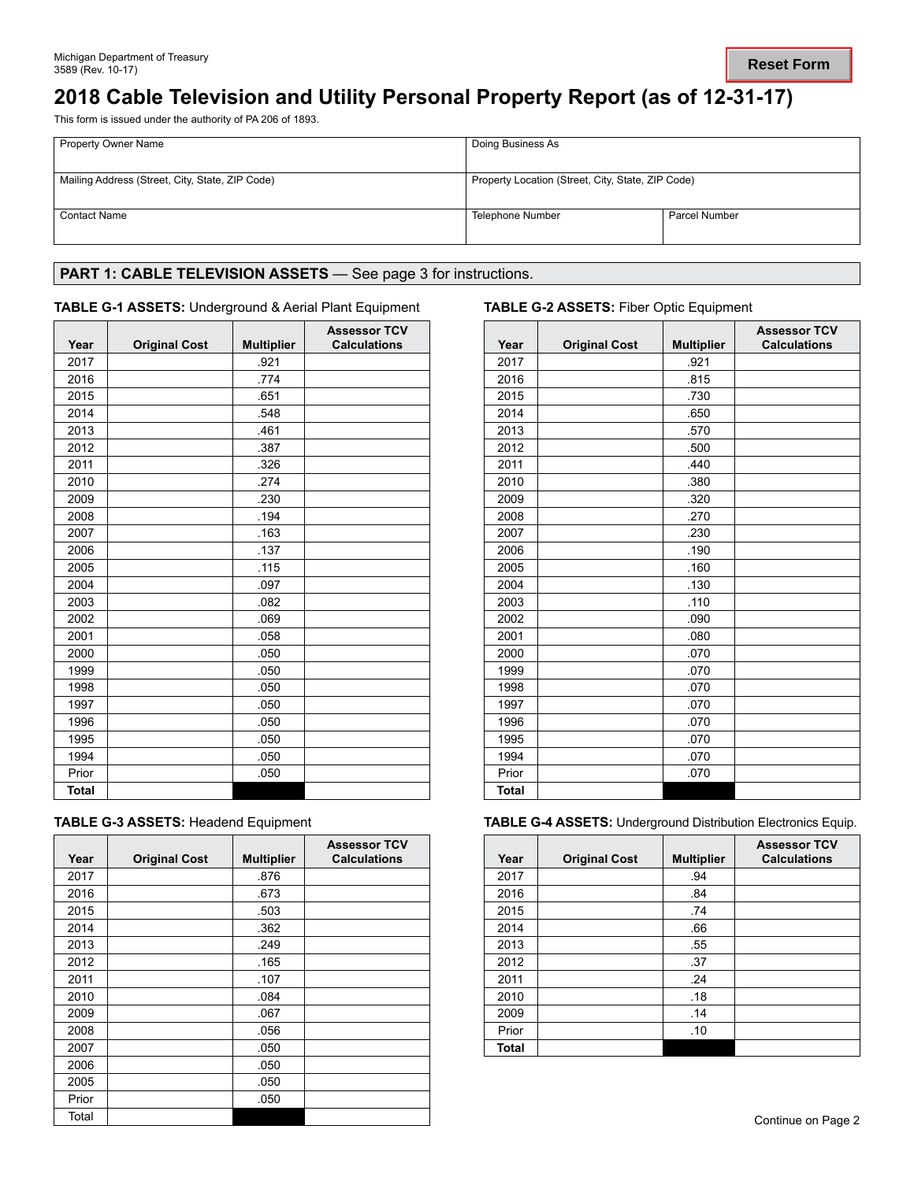Michigan Department of Treasury
3589 (Rev. 10-17)

# 2018 Cable Television and Utility Personal Property Report (as of 12-31-17)

This form is issued under the authority of PA 206 of 1893.

| Property Owner Name | Doing Business As | |
|---|---|---|
| Mailing Address (Street, City, State, ZIP Code) | Property Location (Street, City, State, ZIP Code) | |
| Contact Name | Telephone Number | Parcel Number |

## PART 1: CABLE TELEVISION ASSETS — See page 3 for instructions.

### TABLE G-1 ASSETS: Underground & Aerial Plant Equipment

| Year | Original Cost | Multiplier | Assessor TCV Calculations |
|---|---|---|---|
| 2017 | | .921 | |
| 2016 | | .774 | |
| 2015 | | .651 | |
| 2014 | | .548 | |
| 2013 | | .461 | |
| 2012 | | .387 | |
| 2011 | | .326 | |
| 2010 | | .274 | |
| 2009 | | .230 | |
| 2008 | | .194 | |
| 2007 | | .163 | |
| 2006 | | .137 | |
| 2005 | | .115 | |
| 2004 | | .097 | |
| 2003 | | .082 | |
| 2002 | | .069 | |
| 2001 | | .058 | |
| 2000 | | .050 | |
| 1999 | | .050 | |
| 1998 | | .050 | |
| 1997 | | .050 | |
| 1996 | | .050 | |
| 1995 | | .050 | |
| 1994 | | .050 | |
| Prior | | .050 | |
| **Total** | | | |

### TABLE G-2 ASSETS: Fiber Optic Equipment

| Year | Original Cost | Multiplier | Assessor TCV Calculations |
|---|---|---|---|
| 2017 | | .921 | |
| 2016 | | .815 | |
| 2015 | | .730 | |
| 2014 | | .650 | |
| 2013 | | .570 | |
| 2012 | | .500 | |
| 2011 | | .440 | |
| 2010 | | .380 | |
| 2009 | | .320 | |
| 2008 | | .270 | |
| 2007 | | .230 | |
| 2006 | | .190 | |
| 2005 | | .160 | |
| 2004 | | .130 | |
| 2003 | | .110 | |
| 2002 | | .090 | |
| 2001 | | .080 | |
| 2000 | | .070 | |
| 1999 | | .070 | |
| 1998 | | .070 | |
| 1997 | | .070 | |
| 1996 | | .070 | |
| 1995 | | .070 | |
| 1994 | | .070 | |
| Prior | | .070 | |
| **Total** | | | |

### TABLE G-3 ASSETS: Headend Equipment

| Year | Original Cost | Multiplier | Assessor TCV Calculations |
|---|---|---|---|
| 2017 | | .876 | |
| 2016 | | .673 | |
| 2015 | | .503 | |
| 2014 | | .362 | |
| 2013 | | .249 | |
| 2012 | | .165 | |
| 2011 | | .107 | |
| 2010 | | .084 | |
| 2009 | | .067 | |
| 2008 | | .056 | |
| 2007 | | .050 | |
| 2006 | | .050 | |
| 2005 | | .050 | |
| Prior | | .050 | |
| Total | | | |

### TABLE G-4 ASSETS: Underground Distribution Electronics Equip.

| Year | Original Cost | Multiplier | Assessor TCV Calculations |
|---|---|---|---|
| 2017 | | .94 | |
| 2016 | | .84 | |
| 2015 | | .74 | |
| 2014 | | .66 | |
| 2013 | | .55 | |
| 2012 | | .37 | |
| 2011 | | .24 | |
| 2010 | | .18 | |
| 2009 | | .14 | |
| Prior | | .10 | |
| **Total** | | | |

Continue on Page 2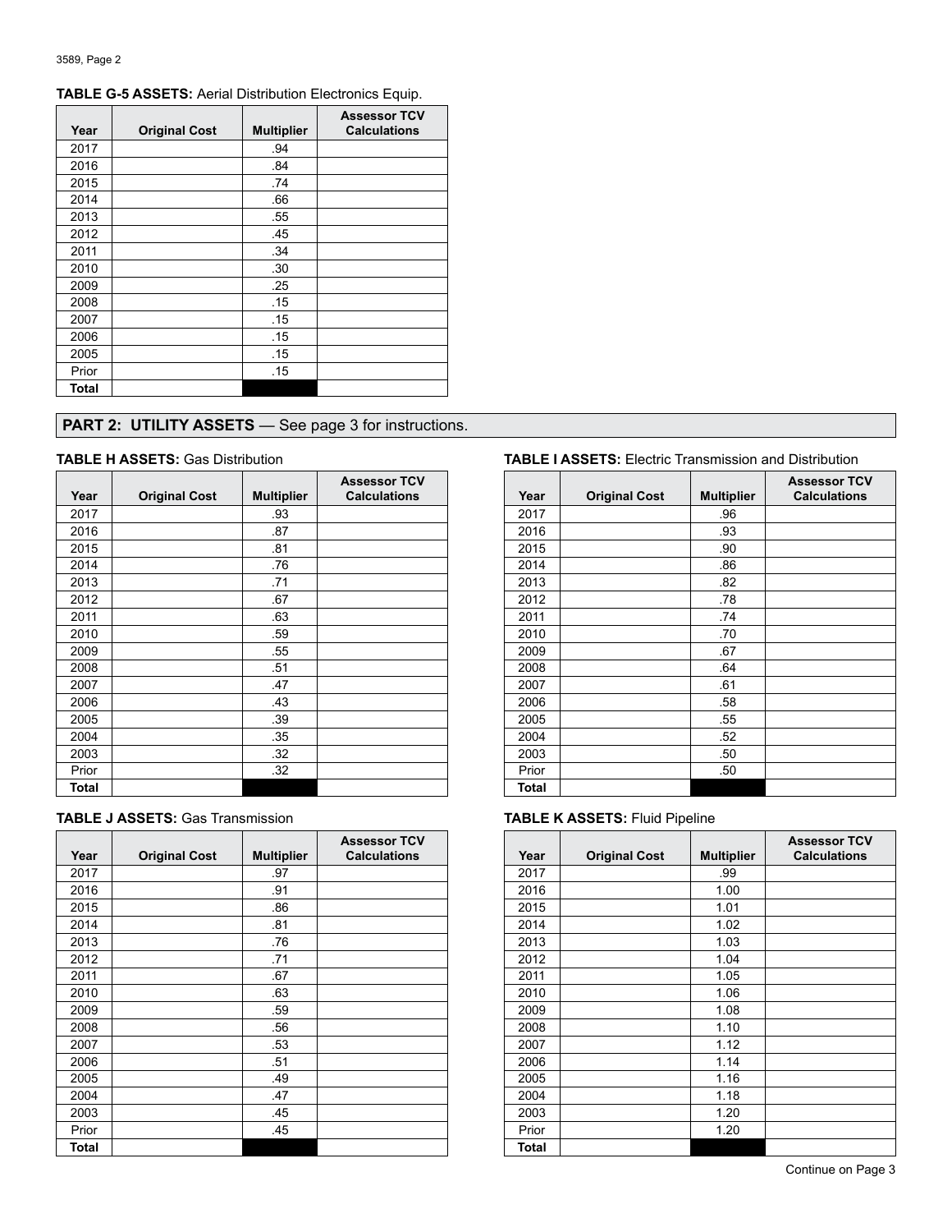**TABLE G-5 ASSETS:** Aerial Distribution Electronics Equip.

| Year | Original Cost | Multiplier | Assessor TCV Calculations |
|---|---|---|---|
| 2017 | | .94 | |
| 2016 | | .84 | |
| 2015 | | .74 | |
| 2014 | | .66 | |
| 2013 | | .55 | |
| 2012 | | .45 | |
| 2011 | | .34 | |
| 2010 | | .30 | |
| 2009 | | .25 | |
| 2008 | | .15 | |
| 2007 | | .15 | |
| 2006 | | .15 | |
| 2005 | | .15 | |
| Prior | | .15 | |
| Total | | | |

## PART 2: UTILITY ASSETS — See page 3 for instructions.

**TABLE H ASSETS:** Gas Distribution

| Year | Original Cost | Multiplier | Assessor TCV Calculations |
|---|---|---|---|
| 2017 | | .93 | |
| 2016 | | .87 | |
| 2015 | | .81 | |
| 2014 | | .76 | |
| 2013 | | .71 | |
| 2012 | | .67 | |
| 2011 | | .63 | |
| 2010 | | .59 | |
| 2009 | | .55 | |
| 2008 | | .51 | |
| 2007 | | .47 | |
| 2006 | | .43 | |
| 2005 | | .39 | |
| 2004 | | .35 | |
| 2003 | | .32 | |
| Prior | | .32 | |
| Total | | | |

**TABLE I ASSETS:** Electric Transmission and Distribution

| Year | Original Cost | Multiplier | Assessor TCV Calculations |
|---|---|---|---|
| 2017 | | .96 | |
| 2016 | | .93 | |
| 2015 | | .90 | |
| 2014 | | .86 | |
| 2013 | | .82 | |
| 2012 | | .78 | |
| 2011 | | .74 | |
| 2010 | | .70 | |
| 2009 | | .67 | |
| 2008 | | .64 | |
| 2007 | | .61 | |
| 2006 | | .58 | |
| 2005 | | .55 | |
| 2004 | | .52 | |
| 2003 | | .50 | |
| Prior | | .50 | |
| Total | | | |

**TABLE J ASSETS:** Gas Transmission

| Year | Original Cost | Multiplier | Assessor TCV Calculations |
|---|---|---|---|
| 2017 | | .97 | |
| 2016 | | .91 | |
| 2015 | | .86 | |
| 2014 | | .81 | |
| 2013 | | .76 | |
| 2012 | | .71 | |
| 2011 | | .67 | |
| 2010 | | .63 | |
| 2009 | | .59 | |
| 2008 | | .56 | |
| 2007 | | .53 | |
| 2006 | | .51 | |
| 2005 | | .49 | |
| 2004 | | .47 | |
| 2003 | | .45 | |
| Prior | | .45 | |
| Total | | | |

**TABLE K ASSETS:** Fluid Pipeline

| Year | Original Cost | Multiplier | Assessor TCV Calculations |
|---|---|---|---|
| 2017 | | .99 | |
| 2016 | | 1.00 | |
| 2015 | | 1.01 | |
| 2014 | | 1.02 | |
| 2013 | | 1.03 | |
| 2012 | | 1.04 | |
| 2011 | | 1.05 | |
| 2010 | | 1.06 | |
| 2009 | | 1.08 | |
| 2008 | | 1.10 | |
| 2007 | | 1.12 | |
| 2006 | | 1.14 | |
| 2005 | | 1.16 | |
| 2004 | | 1.18 | |
| 2003 | | 1.20 | |
| Prior | | 1.20 | |
| Total | | | |

Continue on Page 3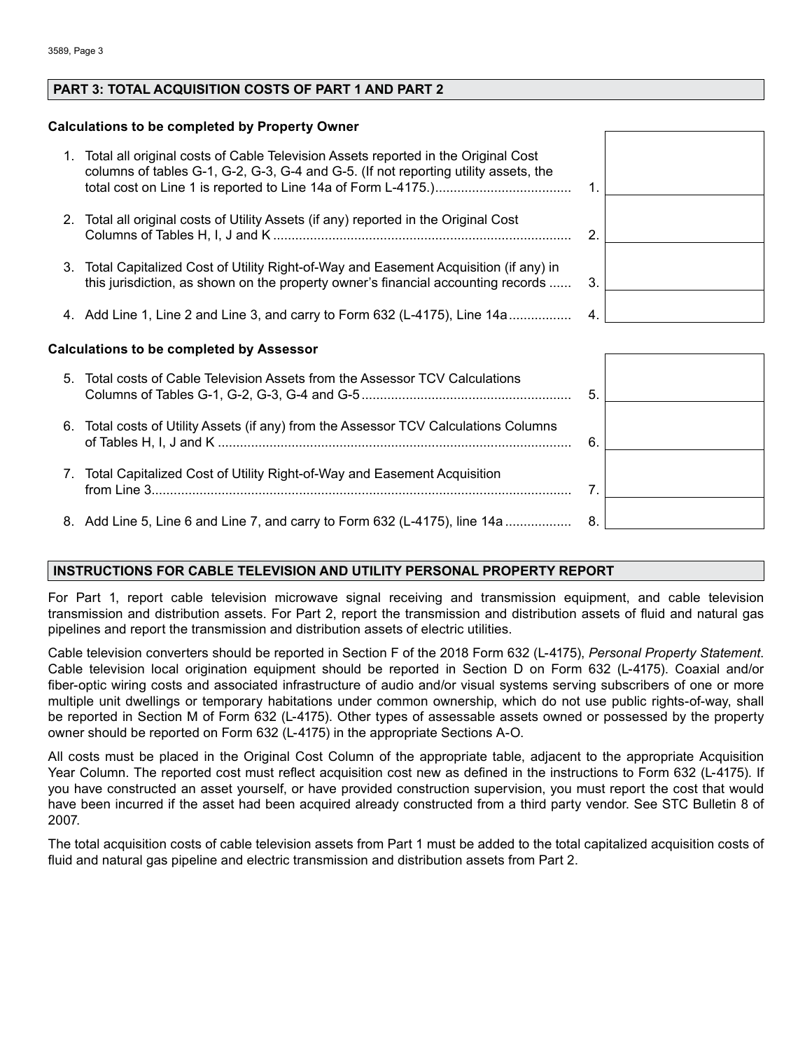## PART 3: TOTAL ACQUISITION COSTS OF PART 1 AND PART 2

**Calculations to be completed by Property Owner**

| | | | |
|---|---|---|---|
| 1. | Total all original costs of Cable Television Assets reported in the Original Cost columns of tables G-1, G-2, G-3, G-4 and G-5. (If not reporting utility assets, the total cost on Line 1 is reported to Line 14a of Form L-4175.) | 1. | |
| 2. | Total all original costs of Utility Assets (if any) reported in the Original Cost Columns of Tables H, I, J and K | 2. | |
| 3. | Total Capitalized Cost of Utility Right-of-Way and Easement Acquisition (if any) in this jurisdiction, as shown on the property owner's financial accounting records | 3. | |
| 4. | Add Line 1, Line 2 and Line 3, and carry to Form 632 (L-4175), Line 14a | 4. | |

**Calculations to be completed by Assessor**

| | | | |
|---|---|---|---|
| 5. | Total costs of Cable Television Assets from the Assessor TCV Calculations Columns of Tables G-1, G-2, G-3, G-4 and G-5 | 5. | |
| 6. | Total costs of Utility Assets (if any) from the Assessor TCV Calculations Columns of Tables H, I, J and K | 6. | |
| 7. | Total Capitalized Cost of Utility Right-of-Way and Easement Acquisition from Line 3 | 7. | |
| 8. | Add Line 5, Line 6 and Line 7, and carry to Form 632 (L-4175), line 14a | 8. | |

## INSTRUCTIONS FOR CABLE TELEVISION AND UTILITY PERSONAL PROPERTY REPORT

For Part 1, report cable television microwave signal receiving and transmission equipment, and cable television transmission and distribution assets. For Part 2, report the transmission and distribution assets of fluid and natural gas pipelines and report the transmission and distribution assets of electric utilities.

Cable television converters should be reported in Section F of the 2018 Form 632 (L-4175), *Personal Property Statement*. Cable television local origination equipment should be reported in Section D on Form 632 (L-4175). Coaxial and/or fiber-optic wiring costs and associated infrastructure of audio and/or visual systems serving subscribers of one or more multiple unit dwellings or temporary habitations under common ownership, which do not use public rights-of-way, shall be reported in Section M of Form 632 (L-4175). Other types of assessable assets owned or possessed by the property owner should be reported on Form 632 (L-4175) in the appropriate Sections A-O.

All costs must be placed in the Original Cost Column of the appropriate table, adjacent to the appropriate Acquisition Year Column. The reported cost must reflect acquisition cost new as defined in the instructions to Form 632 (L-4175). If you have constructed an asset yourself, or have provided construction supervision, you must report the cost that would have been incurred if the asset had been acquired already constructed from a third party vendor. See STC Bulletin 8 of 2007.

The total acquisition costs of cable television assets from Part 1 must be added to the total capitalized acquisition costs of fluid and natural gas pipeline and electric transmission and distribution assets from Part 2.